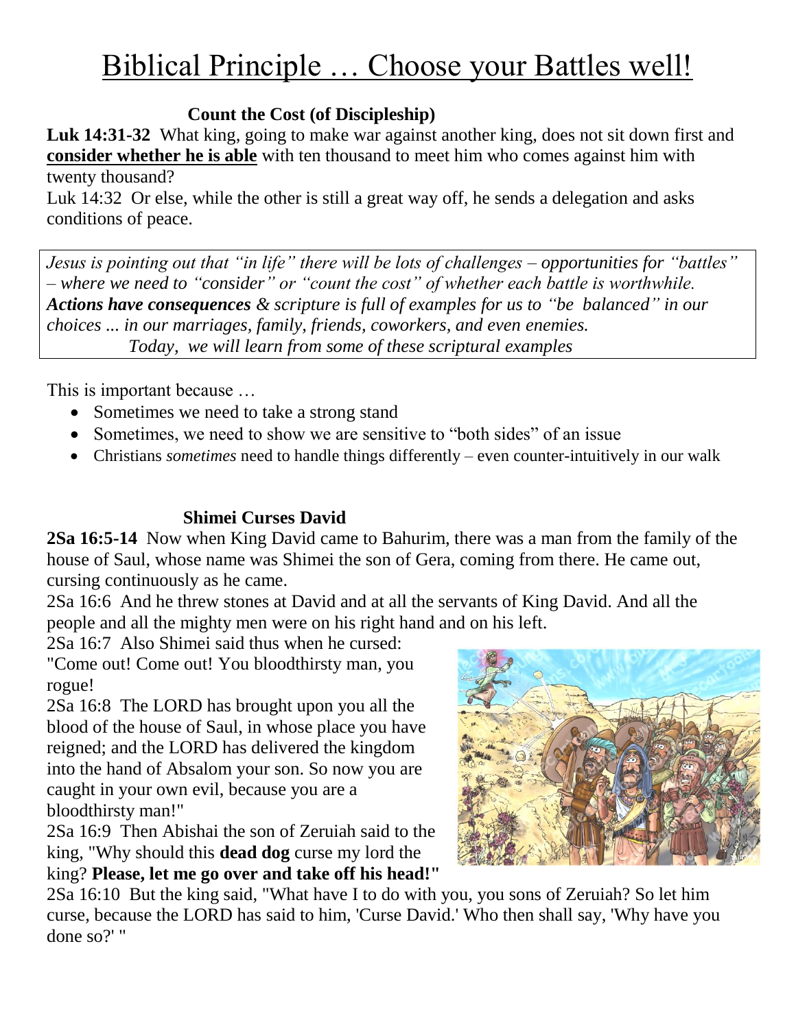# Biblical Principle … Choose your Battles well!

### Count the Cost (of Discipleship)

**Luk 14:31-32** What king, going to make war against another king, does not sit down first and **consider whether he is able** with ten thousand to meet him who comes against him with twenty thousand?

Luk 14:32 Or else, while the other is still a great way off, he sends a delegation and asks conditions of peace.

*Jesus is pointing out that "in life" there will be lots of challenges – opportunities for "battles" – where we need to "consider" or "count the cost" of whether each battle is worthwhile. **Actions have consequences** & scripture is full of examples for us to "be balanced" in our choices ... in our marriages, family, friends, coworkers, and even enemies.*
*Today, we will learn from some of these scriptural examples*

This is important because …

- Sometimes we need to take a strong stand
- Sometimes, we need to show we are sensitive to "both sides" of an issue
- Christians *sometimes* need to handle things differently – even counter-intuitively in our walk

### Shimei Curses David

**2Sa 16:5-14** Now when King David came to Bahurim, there was a man from the family of the house of Saul, whose name was Shimei the son of Gera, coming from there. He came out, cursing continuously as he came.

2Sa 16:6 And he threw stones at David and at all the servants of King David. And all the people and all the mighty men were on his right hand and on his left.

2Sa 16:7 Also Shimei said thus when he cursed: "Come out! Come out! You bloodthirsty man, you rogue!

2Sa 16:8 The LORD has brought upon you all the blood of the house of Saul, in whose place you have reigned; and the LORD has delivered the kingdom into the hand of Absalom your son. So now you are caught in your own evil, because you are a bloodthirsty man!"

2Sa 16:9 Then Abishai the son of Zeruiah said to the king, "Why should this **dead dog** curse my lord the king? **Please, let me go over and take off his head!"**

2Sa 16:10 But the king said, "What have I to do with you, you sons of Zeruiah? So let him curse, because the LORD has said to him, 'Curse David.' Who then shall say, 'Why have you done so?' "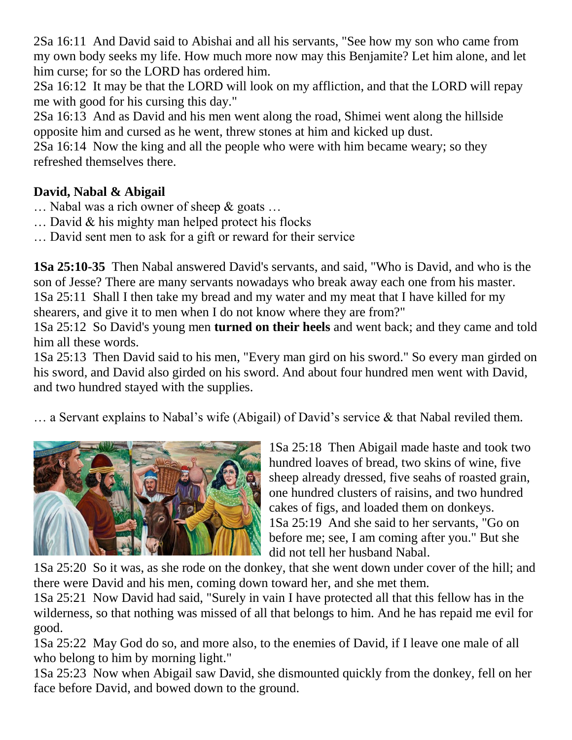2Sa 16:11 And David said to Abishai and all his servants, "See how my son who came from my own body seeks my life. How much more now may this Benjamite? Let him alone, and let him curse; for so the LORD has ordered him.
2Sa 16:12 It may be that the LORD will look on my affliction, and that the LORD will repay me with good for his cursing this day."
2Sa 16:13 And as David and his men went along the road, Shimei went along the hillside opposite him and cursed as he went, threw stones at him and kicked up dust.
2Sa 16:14 Now the king and all the people who were with him became weary; so they refreshed themselves there.

**David, Nabal & Abigail**

… Nabal was a rich owner of sheep & goats …
… David & his mighty man helped protect his flocks
… David sent men to ask for a gift or reward for their service

**1Sa 25:10-35** Then Nabal answered David's servants, and said, "Who is David, and who is the son of Jesse? There are many servants nowadays who break away each one from his master.
1Sa 25:11 Shall I then take my bread and my water and my meat that I have killed for my shearers, and give it to men when I do not know where they are from?"
1Sa 25:12 So David's young men **turned on their heels** and went back; and they came and told him all these words.
1Sa 25:13 Then David said to his men, "Every man gird on his sword." So every man girded on his sword, and David also girded on his sword. And about four hundred men went with David, and two hundred stayed with the supplies.

… a Servant explains to Nabal's wife (Abigail) of David's service & that Nabal reviled them.

1Sa 25:18 Then Abigail made haste and took two hundred loaves of bread, two skins of wine, five sheep already dressed, five seahs of roasted grain, one hundred clusters of raisins, and two hundred cakes of figs, and loaded them on donkeys.
1Sa 25:19 And she said to her servants, "Go on before me; see, I am coming after you." But she did not tell her husband Nabal.
1Sa 25:20 So it was, as she rode on the donkey, that she went down under cover of the hill; and there were David and his men, coming down toward her, and she met them.
1Sa 25:21 Now David had said, "Surely in vain I have protected all that this fellow has in the wilderness, so that nothing was missed of all that belongs to him. And he has repaid me evil for good.
1Sa 25:22 May God do so, and more also, to the enemies of David, if I leave one male of all who belong to him by morning light."
1Sa 25:23 Now when Abigail saw David, she dismounted quickly from the donkey, fell on her face before David, and bowed down to the ground.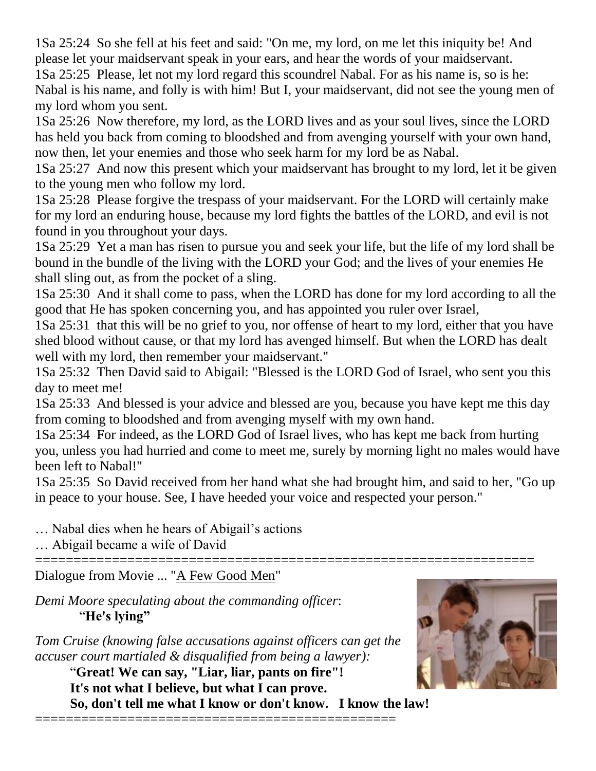1Sa 25:24 So she fell at his feet and said: "On me, my lord, on me let this iniquity be! And please let your maidservant speak in your ears, and hear the words of your maidservant.
1Sa 25:25 Please, let not my lord regard this scoundrel Nabal. For as his name is, so is he: Nabal is his name, and folly is with him! But I, your maidservant, did not see the young men of my lord whom you sent.
1Sa 25:26 Now therefore, my lord, as the LORD lives and as your soul lives, since the LORD has held you back from coming to bloodshed and from avenging yourself with your own hand, now then, let your enemies and those who seek harm for my lord be as Nabal.
1Sa 25:27 And now this present which your maidservant has brought to my lord, let it be given to the young men who follow my lord.
1Sa 25:28 Please forgive the trespass of your maidservant. For the LORD will certainly make for my lord an enduring house, because my lord fights the battles of the LORD, and evil is not found in you throughout your days.
1Sa 25:29 Yet a man has risen to pursue you and seek your life, but the life of my lord shall be bound in the bundle of the living with the LORD your God; and the lives of your enemies He shall sling out, as from the pocket of a sling.
1Sa 25:30 And it shall come to pass, when the LORD has done for my lord according to all the good that He has spoken concerning you, and has appointed you ruler over Israel,
1Sa 25:31 that this will be no grief to you, nor offense of heart to my lord, either that you have shed blood without cause, or that my lord has avenged himself. But when the LORD has dealt well with my lord, then remember your maidservant."
1Sa 25:32 Then David said to Abigail: "Blessed is the LORD God of Israel, who sent you this day to meet me!
1Sa 25:33 And blessed is your advice and blessed are you, because you have kept me this day from coming to bloodshed and from avenging myself with my own hand.
1Sa 25:34 For indeed, as the LORD God of Israel lives, who has kept me back from hurting you, unless you had hurried and come to meet me, surely by morning light no males would have been left to Nabal!"
1Sa 25:35 So David received from her hand what she had brought him, and said to her, "Go up in peace to your house. See, I have heeded your voice and respected your person."

… Nabal dies when he hears of Abigail's actions
… Abigail became a wife of David

==================================================================

Dialogue from Movie ... "A Few Good Men"

*Demi Moore speculating about the commanding officer*:
"**He's lying"**

*Tom Cruise (knowing false accusations against officers can get the accuser court martialed & disqualified from being a lawyer):*
"**Great! We can say, "Liar, liar, pants on fire"!**
**It's not what I believe, but what I can prove.**
**So, don't tell me what I know or don't know. I know the law!**

==============================================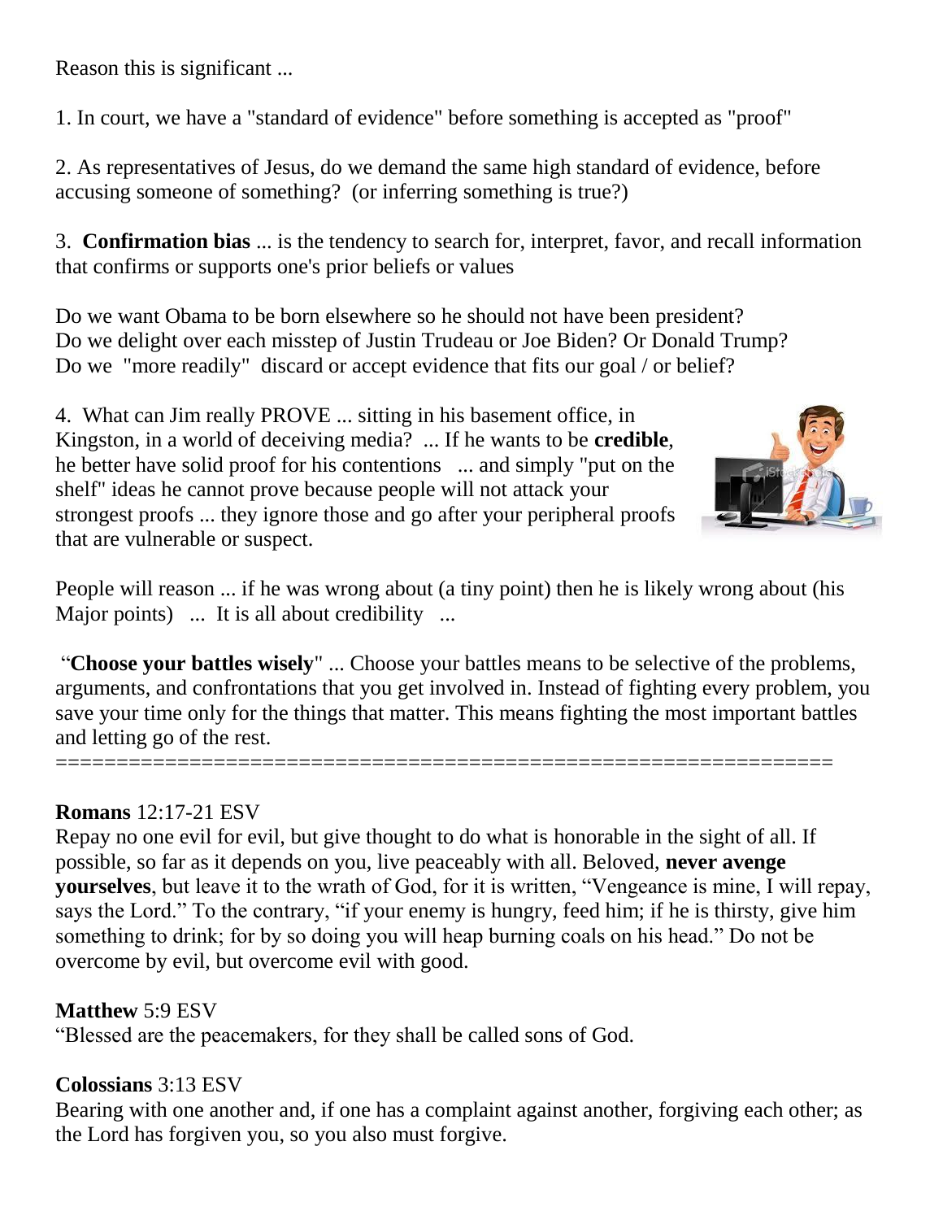Reason this is significant ...

1. In court, we have a "standard of evidence" before something is accepted as "proof"

2. As representatives of Jesus, do we demand the same high standard of evidence, before accusing someone of something? (or inferring something is true?)

3. **Confirmation bias** ... is the tendency to search for, interpret, favor, and recall information that confirms or supports one's prior beliefs or values

Do we want Obama to be born elsewhere so he should not have been president?
Do we delight over each misstep of Justin Trudeau or Joe Biden? Or Donald Trump?
Do we "more readily" discard or accept evidence that fits our goal / or belief?

4. What can Jim really PROVE ... sitting in his basement office, in Kingston, in a world of deceiving media? ... If he wants to be **credible**, he better have solid proof for his contentions ... and simply "put on the shelf" ideas he cannot prove because people will not attack your strongest proofs ... they ignore those and go after your peripheral proofs that are vulnerable or suspect.

People will reason ... if he was wrong about (a tiny point) then he is likely wrong about (his Major points) ... It is all about credibility ...

"**Choose your battles wisely**" ... Choose your battles means to be selective of the problems, arguments, and confrontations that you get involved in. Instead of fighting every problem, you save your time only for the things that matter. This means fighting the most important battles and letting go of the rest.

================================================================

**Romans** 12:17-21 ESV
Repay no one evil for evil, but give thought to do what is honorable in the sight of all. If possible, so far as it depends on you, live peaceably with all. Beloved, **never avenge yourselves**, but leave it to the wrath of God, for it is written, "Vengeance is mine, I will repay, says the Lord." To the contrary, "if your enemy is hungry, feed him; if he is thirsty, give him something to drink; for by so doing you will heap burning coals on his head." Do not be overcome by evil, but overcome evil with good.

**Matthew** 5:9 ESV
"Blessed are the peacemakers, for they shall be called sons of God.

**Colossians** 3:13 ESV
Bearing with one another and, if one has a complaint against another, forgiving each other; as the Lord has forgiven you, so you also must forgive.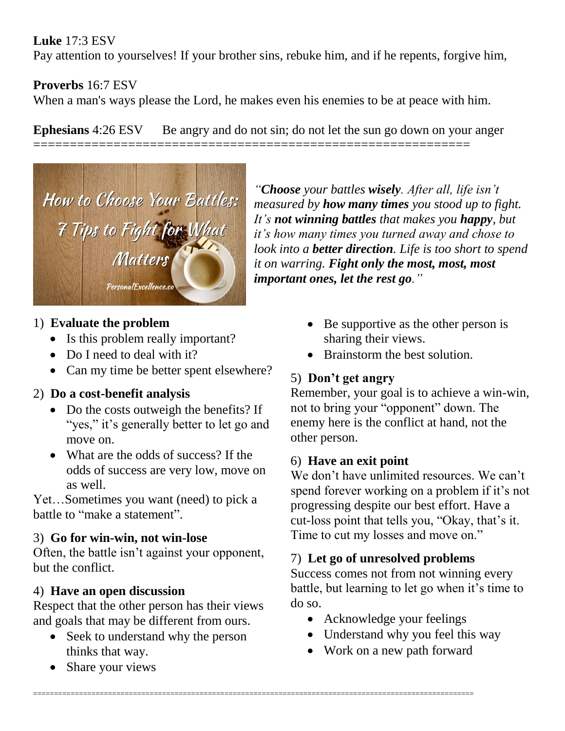**Luke** 17:3 ESV
Pay attention to yourselves! If your brother sins, rebuke him, and if he repents, forgive him,

**Proverbs** 16:7 ESV
When a man's ways please the Lord, he makes even his enemies to be at peace with him.

**Ephesians** 4:26 ESV     Be angry and do not sin; do not let the sun go down on your anger

===============================================================

How to Choose Your Battles: 7 Tips to Fight for What Matters

PersonalExcellence.co

*"**Choose** your battles **wisely**. After all, life isn't measured by **how many times** you stood up to fight. It's **not winning battles** that makes you **happy**, but it's how many times you turned away and chose to look into a **better direction**. Life is too short to spend it on warring. **Fight only the most, most, most important ones, let the rest go**."*

1) **Evaluate the problem**
   - Is this problem really important?
   - Do I need to deal with it?
   - Can my time be better spent elsewhere?

2) **Do a cost-benefit analysis**
   - Do the costs outweigh the benefits? If "yes," it's generally better to let go and move on.
   - What are the odds of success? If the odds of success are very low, move on as well.

Yet…Sometimes you want (need) to pick a battle to "make a statement".

3) **Go for win-win, not win-lose**

Often, the battle isn't against your opponent, but the conflict.

4) **Have an open discussion**

Respect that the other person has their views and goals that may be different from ours.

- Seek to understand why the person thinks that way.
- Share your views
- Be supportive as the other person is sharing their views.
- Brainstorm the best solution.

5) **Don't get angry**

Remember, your goal is to achieve a win-win, not to bring your "opponent" down. The enemy here is the conflict at hand, not the other person.

6) **Have an exit point**

We don't have unlimited resources. We can't spend forever working on a problem if it's not progressing despite our best effort. Have a cut-loss point that tells you, "Okay, that's it. Time to cut my losses and move on."

7) **Let go of unresolved problems**

Success comes not from not winning every battle, but learning to let go when it's time to do so.

- Acknowledge your feelings
- Understand why you feel this way
- Work on a new path forward

===============================================================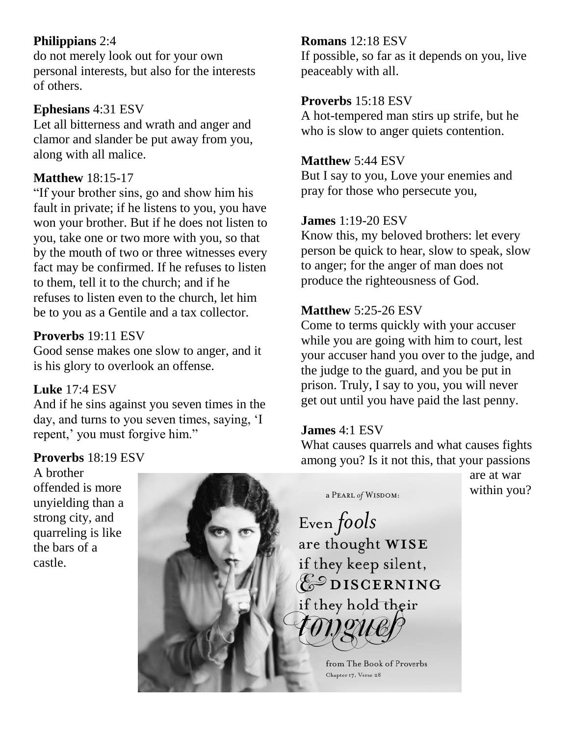**Philippians** 2:4
do not merely look out for your own personal interests, but also for the interests of others.

**Ephesians** 4:31 ESV
Let all bitterness and wrath and anger and clamor and slander be put away from you, along with all malice.

**Matthew** 18:15-17
"If your brother sins, go and show him his fault in private; if he listens to you, you have won your brother. But if he does not listen to you, take one or two more with you, so that by the mouth of two or three witnesses every fact may be confirmed. If he refuses to listen to them, tell it to the church; and if he refuses to listen even to the church, let him be to you as a Gentile and a tax collector.

**Proverbs** 19:11 ESV
Good sense makes one slow to anger, and it is his glory to overlook an offense.

**Luke** 17:4 ESV
And if he sins against you seven times in the day, and turns to you seven times, saying, 'I repent,' you must forgive him."

**Proverbs** 18:19 ESV
A brother offended is more unyielding than a strong city, and quarreling is like the bars of a castle.

**Romans** 12:18 ESV
If possible, so far as it depends on you, live peaceably with all.

**Proverbs** 15:18 ESV
A hot-tempered man stirs up strife, but he who is slow to anger quiets contention.

**Matthew** 5:44 ESV
But I say to you, Love your enemies and pray for those who persecute you,

**James** 1:19-20 ESV
Know this, my beloved brothers: let every person be quick to hear, slow to speak, slow to anger; for the anger of man does not produce the righteousness of God.

**Matthew** 5:25-26 ESV
Come to terms quickly with your accuser while you are going with him to court, lest your accuser hand you over to the judge, and the judge to the guard, and you be put in prison. Truly, I say to you, you will never get out until you have paid the last penny.

**James** 4:1 ESV
What causes quarrels and what causes fights among you? Is it not this, that your passions are at war within you?

a PEARL *of* WISDOM:

Even *fools* are thought **WISE** if they keep silent, & **DISCERNING** if they hold their *tongues*

from The Book of Proverbs
Chapter 17, Verse 28